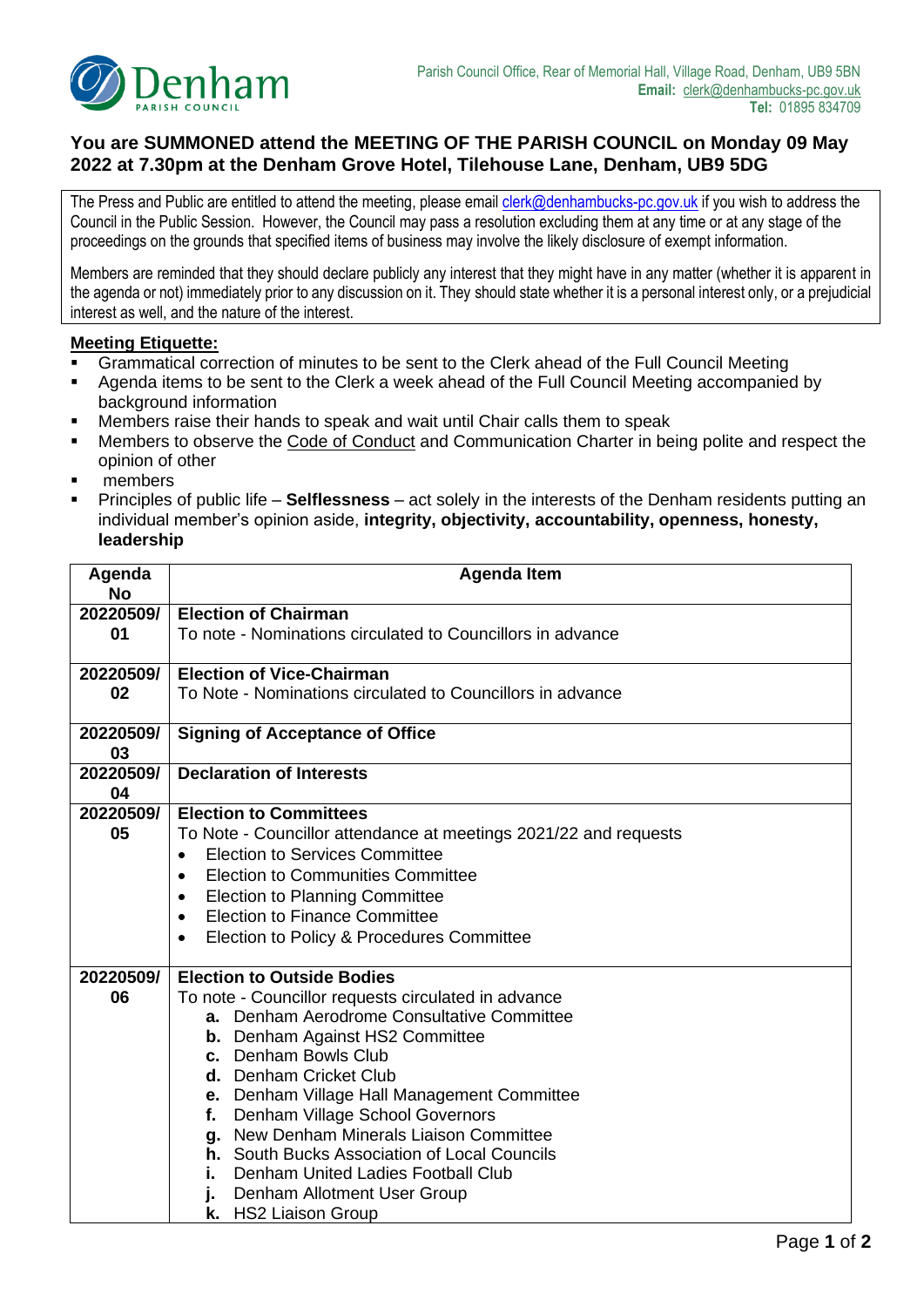Denham PARISH COUNCIL

Parish Council Office, Rear of Memorial Hall, Village Road, Denham, UB9 5BN
**Email:** clerk@denhambucks-pc.gov.uk
**Tel:** 01895 834709

## You are SUMMONED attend the MEETING OF THE PARISH COUNCIL on Monday 09 May 2022 at 7.30pm at the Denham Grove Hotel, Tilehouse Lane, Denham, UB9 5DG

The Press and Public are entitled to attend the meeting, please email clerk@denhambucks-pc.gov.uk if you wish to address the Council in the Public Session. However, the Council may pass a resolution excluding them at any time or at any stage of the proceedings on the grounds that specified items of business may involve the likely disclosure of exempt information.

Members are reminded that they should declare publicly any interest that they might have in any matter (whether it is apparent in the agenda or not) immediately prior to any discussion on it. They should state whether it is a personal interest only, or a prejudicial interest as well, and the nature of the interest.

**Meeting Etiquette:**

- Grammatical correction of minutes to be sent to the Clerk ahead of the Full Council Meeting
- Agenda items to be sent to the Clerk a week ahead of the Full Council Meeting accompanied by background information
- Members raise their hands to speak and wait until Chair calls them to speak
- Members to observe the Code of Conduct and Communication Charter in being polite and respect the opinion of other
- members
- Principles of public life – **Selflessness** – act solely in the interests of the Denham residents putting an individual member's opinion aside, **integrity, objectivity, accountability, openness, honesty, leadership**

| Agenda No | Agenda Item |
|---|---|
| 20220509/01 | **Election of Chairman**<br>To note - Nominations circulated to Councillors in advance |
| 20220509/02 | **Election of Vice-Chairman**<br>To Note - Nominations circulated to Councillors in advance |
| 20220509/03 | **Signing of Acceptance of Office** |
| 20220509/04 | **Declaration of Interests** |
| 20220509/05 | **Election to Committees**<br>To Note - Councillor attendance at meetings 2021/22 and requests<br>• Election to Services Committee<br>• Election to Communities Committee<br>• Election to Planning Committee<br>• Election to Finance Committee<br>• Election to Policy & Procedures Committee |
| 20220509/06 | **Election to Outside Bodies**<br>To note - Councillor requests circulated in advance<br>**a.** Denham Aerodrome Consultative Committee<br>**b.** Denham Against HS2 Committee<br>**c.** Denham Bowls Club<br>**d.** Denham Cricket Club<br>**e.** Denham Village Hall Management Committee<br>**f.** Denham Village School Governors<br>**g.** New Denham Minerals Liaison Committee<br>**h.** South Bucks Association of Local Councils<br>**i.** Denham United Ladies Football Club<br>**j.** Denham Allotment User Group<br>**k.** HS2 Liaison Group |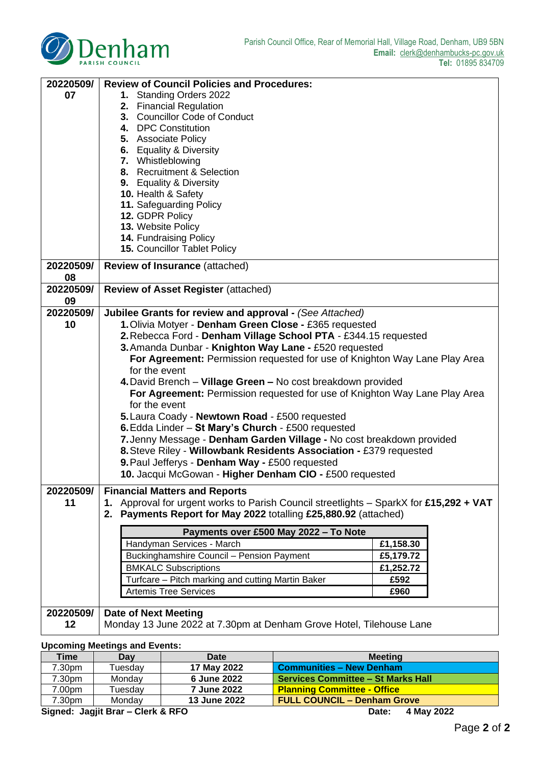Parish Council Office, Rear of Memorial Hall, Village Road, Denham, UB9 5BN
**Email:** clerk@denhambucks-pc.gov.uk
**Tel:** 01895 834709

| | |
|---|---|
| 20220509/07 | **Review of Council Policies and Procedures:**<br>**1.** Standing Orders 2022<br>**2.** Financial Regulation<br>**3.** Councillor Code of Conduct<br>**4.** DPC Constitution<br>**5.** Associate Policy<br>**6.** Equality & Diversity<br>**7.** Whistleblowing<br>**8.** Recruitment & Selection<br>**9.** Equality & Diversity<br>**10.** Health & Safety<br>**11.** Safeguarding Policy<br>**12.** GDPR Policy<br>**13.** Website Policy<br>**14.** Fundraising Policy<br>**15.** Councillor Tablet Policy |
| 20220509/08 | **Review of Insurance** (attached) |
| 20220509/09 | **Review of Asset Register** (attached) |
| 20220509/10 | **Jubilee Grants for review and approval -** *(See Attached)*<br>**1.** Olivia Motyer - **Denham Green Close -** £365 requested<br>**2.** Rebecca Ford - **Denham Village School PTA** - £344.15 requested<br>**3.** Amanda Dunbar - **Knighton Way Lane -** £520 requested<br>**For Agreement:** Permission requested for use of Knighton Way Lane Play Area for the event<br>**4.** David Brench – **Village Green –** No cost breakdown provided<br>**For Agreement:** Permission requested for use of Knighton Way Lane Play Area for the event<br>**5.** Laura Coady - **Newtown Road** - £500 requested<br>**6.** Edda Linder – **St Mary's Church** - £500 requested<br>**7.** Jenny Message - **Denham Garden Village -** No cost breakdown provided<br>**8.** Steve Riley - **Willowbank Residents Association -** £379 requested<br>**9.** Paul Jefferys - **Denham Way -** £500 requested<br>**10.** Jacqui McGowan - **Higher Denham CIO -** £500 requested |
| 20220509/11 | **Financial Matters and Reports**<br>**1.** Approval for urgent works to Parish Council streetlights – SparkX for **£15,292 + VAT**<br>**2. Payments Report for May 2022** totalling **£25,880.92** (attached) |
| 20220509/12 | **Date of Next Meeting**<br>Monday 13 June 2022 at 7.30pm at Denham Grove Hotel, Tilehouse Lane |

| Payments over £500 May 2022 – To Note | |
|---|---|
| Handyman Services - March | £1,158.30 |
| Buckinghamshire Council – Pension Payment | £5,179.72 |
| BMKALC Subscriptions | £1,252.72 |
| Turfcare – Pitch marking and cutting Martin Baker | £592 |
| Artemis Tree Services | £960 |

**Upcoming Meetings and Events:**

| Time | Day | Date | Meeting |
|---|---|---|---|
| 7.30pm | Tuesday | **17 May 2022** | **Communities – New Denham** |
| 7.30pm | Monday | **6 June 2022** | **Services Committee – St Marks Hall** |
| 7.00pm | Tuesday | **7 June 2022** | **Planning Committee - Office** |
| 7.30pm | Monday | **13 June 2022** | **FULL COUNCIL – Denham Grove** |

**Signed: Jagjit Brar – Clerk & RFO** **Date: 4 May 2022**